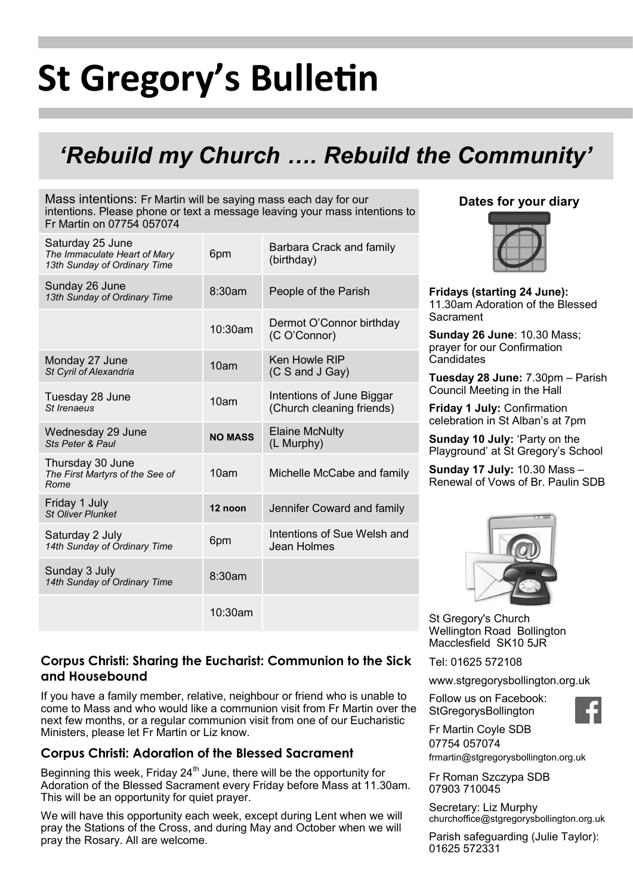# St Gregory's Bulletin

## *'Rebuild my Church …. Rebuild the Community'*

Mass intentions: Fr Martin will be saying mass each day for our intentions. Please phone or text a message leaving your mass intentions to Fr Martin on 07754 057074

| | | |
|---|---|---|
| Saturday 25 June *The Immaculate Heart of Mary 13th Sunday of Ordinary Time* | 6pm | Barbara Crack and family (birthday) |
| Sunday 26 June *13th Sunday of Ordinary Time* | 8:30am | People of the Parish |
| | 10:30am | Dermot O'Connor birthday (C O'Connor) |
| Monday 27 June *St Cyril of Alexandria* | 10am | Ken Howle RIP (C S and J Gay) |
| Tuesday 28 June *St Irenaeus* | 10am | Intentions of June Biggar (Church cleaning friends) |
| Wednesday 29 June *Sts Peter & Paul* | **NO MASS** | Elaine McNulty (L Murphy) |
| Thursday 30 June *The First Martyrs of the See of Rome* | 10am | Michelle McCabe and family |
| Friday 1 July *St Oliver Plunket* | **12 noon** | Jennifer Coward and family |
| Saturday 2 July *14th Sunday of Ordinary Time* | 6pm | Intentions of Sue Welsh and Jean Holmes |
| Sunday 3 July *14th Sunday of Ordinary Time* | 8:30am | |
| | 10:30am | |

### Corpus Christi: Sharing the Eucharist: Communion to the Sick and Housebound

If you have a family member, relative, neighbour or friend who is unable to come to Mass and who would like a communion visit from Fr Martin over the next few months, or a regular communion visit from one of our Eucharistic Ministers, please let Fr Martin or Liz know.

### Corpus Christi: Adoration of the Blessed Sacrament

Beginning this week, Friday 24th June, there will be the opportunity for Adoration of the Blessed Sacrament every Friday before Mass at 11.30am. This will be an opportunity for quiet prayer.

We will have this opportunity each week, except during Lent when we will pray the Stations of the Cross, and during May and October when we will pray the Rosary. All are welcome.

### Dates for your diary

**Fridays (starting 24 June):** 11.30am Adoration of the Blessed Sacrament

**Sunday 26 June**: 10.30 Mass; prayer for our Confirmation Candidates

**Tuesday 28 June:** 7.30pm – Parish Council Meeting in the Hall

**Friday 1 July:** Confirmation celebration in St Alban's at 7pm

**Sunday 10 July:** 'Party on the Playground' at St Gregory's School

**Sunday 17 July:** 10.30 Mass – Renewal of Vows of Br. Paulin SDB

St Gregory's Church
Wellington Road Bollington
Macclesfield SK10 5JR

Tel: 01625 572108

www.stgregorysbollington.org.uk

Follow us on Facebook: StGregorysBollington

Fr Martin Coyle SDB
07754 057074
frmartin@stgregorysbollington.org.uk

Fr Roman Szczypa SDB
07903 710045

Secretary: Liz Murphy
churchoffice@stgregorysbollington.org.uk

Parish safeguarding (Julie Taylor): 01625 572331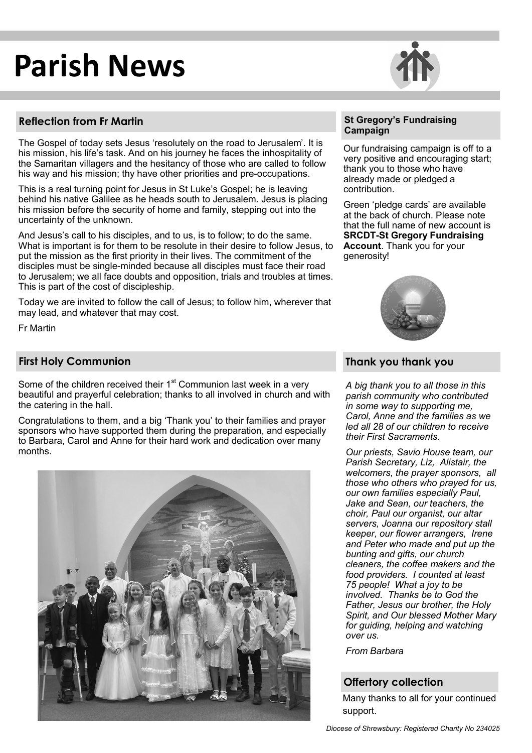# Parish News

## Reflection from Fr Martin

The Gospel of today sets Jesus 'resolutely on the road to Jerusalem'. It is his mission, his life's task. And on his journey he faces the inhospitality of the Samaritan villagers and the hesitancy of those who are called to follow his way and his mission; thy have other priorities and pre-occupations.

This is a real turning point for Jesus in St Luke's Gospel; he is leaving behind his native Galilee as he heads south to Jerusalem. Jesus is placing his mission before the security of home and family, stepping out into the uncertainty of the unknown.

And Jesus's call to his disciples, and to us, is to follow; to do the same. What is important is for them to be resolute in their desire to follow Jesus, to put the mission as the first priority in their lives. The commitment of the disciples must be single-minded because all disciples must face their road to Jerusalem; we all face doubts and opposition, trials and troubles at times. This is part of the cost of discipleship.

Today we are invited to follow the call of Jesus; to follow him, wherever that may lead, and whatever that may cost.

Fr Martin

## St Gregory's Fundraising Campaign

Our fundraising campaign is off to a very positive and encouraging start; thank you to those who have already made or pledged a contribution.

Green 'pledge cards' are available at the back of church. Please note that the full name of new account is **SRCDT-St Gregory Fundraising Account**. Thank you for your generosity!

## First Holy Communion

Some of the children received their 1st Communion last week in a very beautiful and prayerful celebration; thanks to all involved in church and with the catering in the hall.

Congratulations to them, and a big 'Thank you' to their families and prayer sponsors who have supported them during the preparation, and especially to Barbara, Carol and Anne for their hard work and dedication over many months.

## Thank you thank you

*A big thank you to all those in this parish community who contributed in some way to supporting me, Carol, Anne and the families as we led all 28 of our children to receive their First Sacraments.*

*Our priests, Savio House team, our Parish Secretary, Liz, Alistair, the welcomers, the prayer sponsors, all those who others who prayed for us, our own families especially Paul, Jake and Sean, our teachers, the choir, Paul our organist, our altar servers, Joanna our repository stall keeper, our flower arrangers, Irene and Peter who made and put up the bunting and gifts, our church cleaners, the coffee makers and the food providers. I counted at least 75 people! What a joy to be involved. Thanks be to God the Father, Jesus our brother, the Holy Spirit, and Our blessed Mother Mary for guiding, helping and watching over us.*

*From Barbara*

## Offertory collection

Many thanks to all for your continued support.

*Diocese of Shrewsbury: Registered Charity No 234025*